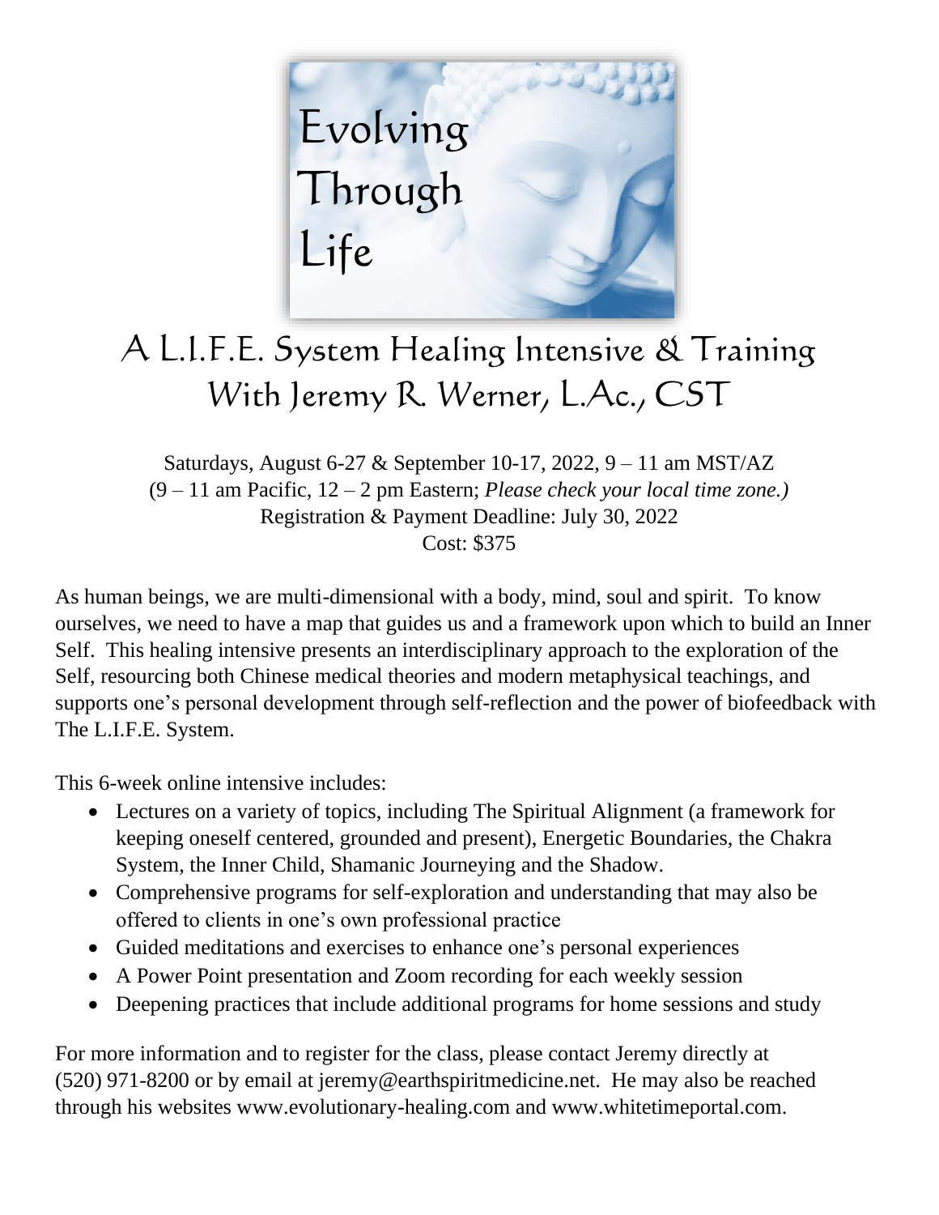# Evolving Through Life

## A L.I.F.E. System Healing Intensive & Training
## With Jeremy R. Werner, L.Ac., CST

Saturdays, August 6-27 & September 10-17, 2022, 9 – 11 am MST/AZ
(9 – 11 am Pacific, 12 – 2 pm Eastern; *Please check your local time zone.)*
Registration & Payment Deadline: July 30, 2022
Cost: $375

As human beings, we are multi-dimensional with a body, mind, soul and spirit. To know ourselves, we need to have a map that guides us and a framework upon which to build an Inner Self. This healing intensive presents an interdisciplinary approach to the exploration of the Self, resourcing both Chinese medical theories and modern metaphysical teachings, and supports one's personal development through self-reflection and the power of biofeedback with The L.I.F.E. System.

This 6-week online intensive includes:

- Lectures on a variety of topics, including The Spiritual Alignment (a framework for keeping oneself centered, grounded and present), Energetic Boundaries, the Chakra System, the Inner Child, Shamanic Journeying and the Shadow.
- Comprehensive programs for self-exploration and understanding that may also be offered to clients in one's own professional practice
- Guided meditations and exercises to enhance one's personal experiences
- A Power Point presentation and Zoom recording for each weekly session
- Deepening practices that include additional programs for home sessions and study

For more information and to register for the class, please contact Jeremy directly at (520) 971-8200 or by email at jeremy@earthspiritmedicine.net. He may also be reached through his websites www.evolutionary-healing.com and www.whitetimeportal.com.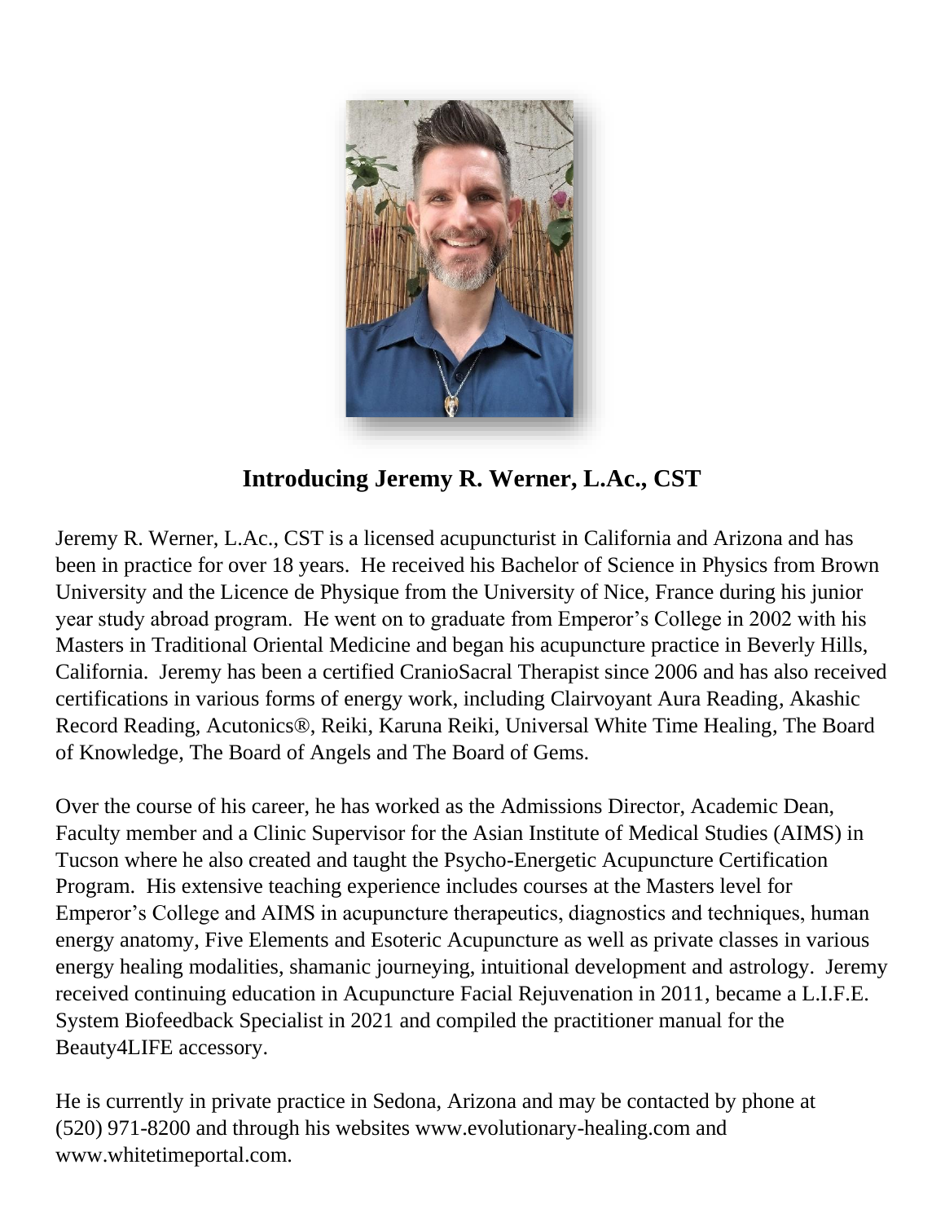## Introducing Jeremy R. Werner, L.Ac., CST

Jeremy R. Werner, L.Ac., CST is a licensed acupuncturist in California and Arizona and has been in practice for over 18 years. He received his Bachelor of Science in Physics from Brown University and the Licence de Physique from the University of Nice, France during his junior year study abroad program. He went on to graduate from Emperor's College in 2002 with his Masters in Traditional Oriental Medicine and began his acupuncture practice in Beverly Hills, California. Jeremy has been a certified CranioSacral Therapist since 2006 and has also received certifications in various forms of energy work, including Clairvoyant Aura Reading, Akashic Record Reading, Acutonics®, Reiki, Karuna Reiki, Universal White Time Healing, The Board of Knowledge, The Board of Angels and The Board of Gems.

Over the course of his career, he has worked as the Admissions Director, Academic Dean, Faculty member and a Clinic Supervisor for the Asian Institute of Medical Studies (AIMS) in Tucson where he also created and taught the Psycho-Energetic Acupuncture Certification Program. His extensive teaching experience includes courses at the Masters level for Emperor's College and AIMS in acupuncture therapeutics, diagnostics and techniques, human energy anatomy, Five Elements and Esoteric Acupuncture as well as private classes in various energy healing modalities, shamanic journeying, intuitional development and astrology. Jeremy received continuing education in Acupuncture Facial Rejuvenation in 2011, became a L.I.F.E. System Biofeedback Specialist in 2021 and compiled the practitioner manual for the Beauty4LIFE accessory.

He is currently in private practice in Sedona, Arizona and may be contacted by phone at (520) 971-8200 and through his websites www.evolutionary-healing.com and www.whitetimeportal.com.